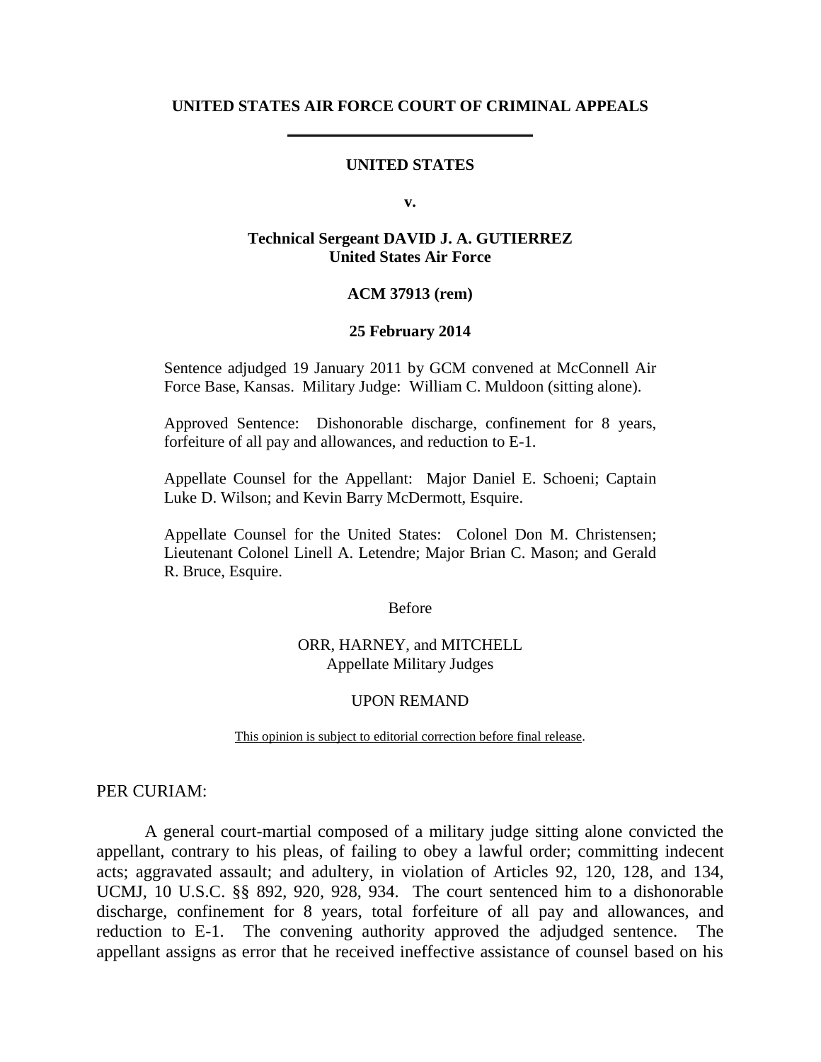**UNITED STATES AIR FORCE COURT OF CRIMINAL APPEALS**

---

**UNITED STATES**

**v.**

**Technical Sergeant DAVID J. A. GUTIERREZ**
**United States Air Force**

**ACM 37913 (rem)**

**25 February 2014**

Sentence adjudged 19 January 2011 by GCM convened at McConnell Air Force Base, Kansas. Military Judge: William C. Muldoon (sitting alone).

Approved Sentence: Dishonorable discharge, confinement for 8 years, forfeiture of all pay and allowances, and reduction to E-1.

Appellate Counsel for the Appellant: Major Daniel E. Schoeni; Captain Luke D. Wilson; and Kevin Barry McDermott, Esquire.

Appellate Counsel for the United States: Colonel Don M. Christensen; Lieutenant Colonel Linell A. Letendre; Major Brian C. Mason; and Gerald R. Bruce, Esquire.

Before

ORR, HARNEY, and MITCHELL
Appellate Military Judges

UPON REMAND

This opinion is subject to editorial correction before final release.

PER CURIAM:

A general court-martial composed of a military judge sitting alone convicted the appellant, contrary to his pleas, of failing to obey a lawful order; committing indecent acts; aggravated assault; and adultery, in violation of Articles 92, 120, 128, and 134, UCMJ, 10 U.S.C. §§ 892, 920, 928, 934. The court sentenced him to a dishonorable discharge, confinement for 8 years, total forfeiture of all pay and allowances, and reduction to E-1. The convening authority approved the adjudged sentence. The appellant assigns as error that he received ineffective assistance of counsel based on his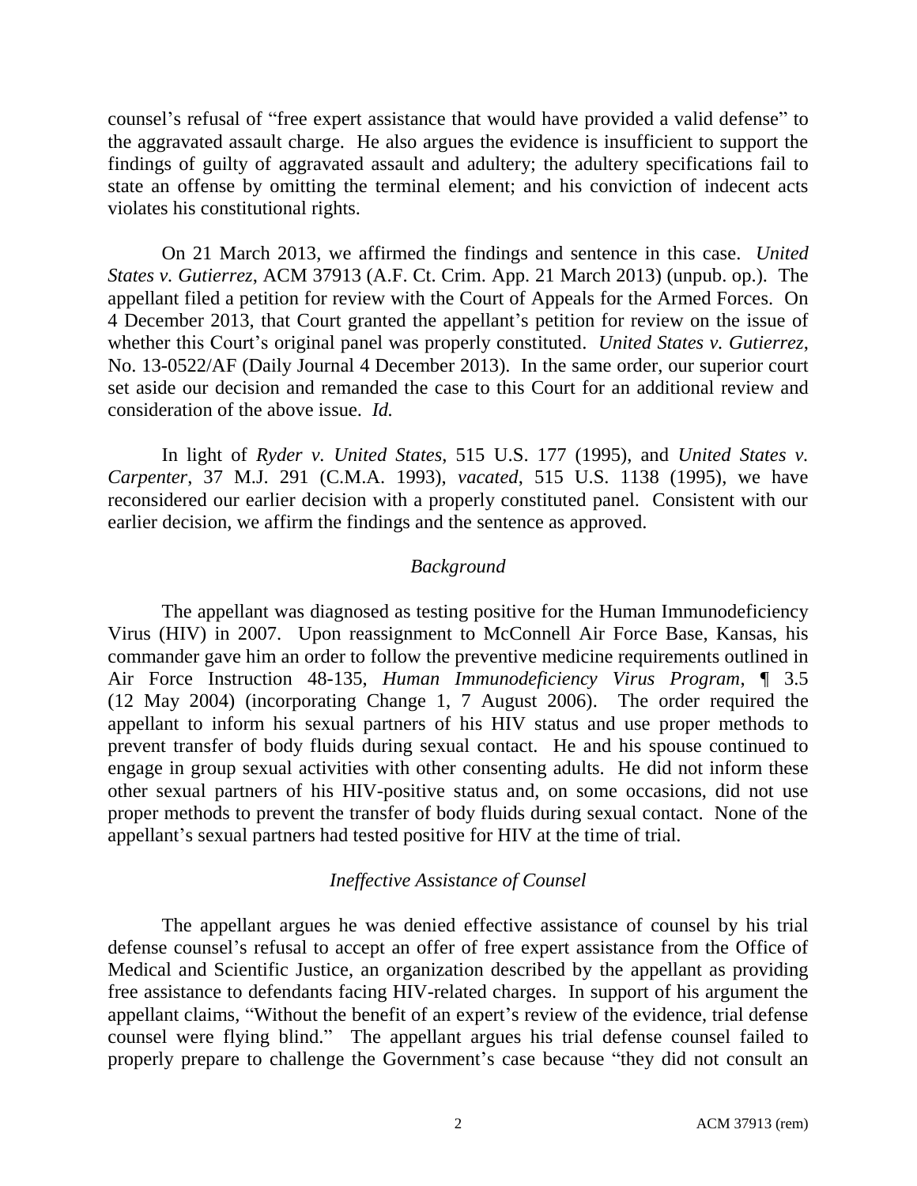counsel's refusal of "free expert assistance that would have provided a valid defense" to the aggravated assault charge. He also argues the evidence is insufficient to support the findings of guilty of aggravated assault and adultery; the adultery specifications fail to state an offense by omitting the terminal element; and his conviction of indecent acts violates his constitutional rights.

On 21 March 2013, we affirmed the findings and sentence in this case. *United States v. Gutierrez*, ACM 37913 (A.F. Ct. Crim. App. 21 March 2013) (unpub. op.). The appellant filed a petition for review with the Court of Appeals for the Armed Forces. On 4 December 2013, that Court granted the appellant's petition for review on the issue of whether this Court's original panel was properly constituted. *United States v. Gutierrez*, No. 13-0522/AF (Daily Journal 4 December 2013). In the same order, our superior court set aside our decision and remanded the case to this Court for an additional review and consideration of the above issue. *Id.*

In light of *Ryder v. United States*, 515 U.S. 177 (1995), and *United States v. Carpenter*, 37 M.J. 291 (C.M.A. 1993), *vacated*, 515 U.S. 1138 (1995), we have reconsidered our earlier decision with a properly constituted panel. Consistent with our earlier decision, we affirm the findings and the sentence as approved.

### *Background*

The appellant was diagnosed as testing positive for the Human Immunodeficiency Virus (HIV) in 2007. Upon reassignment to McConnell Air Force Base, Kansas, his commander gave him an order to follow the preventive medicine requirements outlined in Air Force Instruction 48-135, *Human Immunodeficiency Virus Program*, ¶ 3.5 (12 May 2004) (incorporating Change 1, 7 August 2006). The order required the appellant to inform his sexual partners of his HIV status and use proper methods to prevent transfer of body fluids during sexual contact. He and his spouse continued to engage in group sexual activities with other consenting adults. He did not inform these other sexual partners of his HIV-positive status and, on some occasions, did not use proper methods to prevent the transfer of body fluids during sexual contact. None of the appellant's sexual partners had tested positive for HIV at the time of trial.

### *Ineffective Assistance of Counsel*

The appellant argues he was denied effective assistance of counsel by his trial defense counsel's refusal to accept an offer of free expert assistance from the Office of Medical and Scientific Justice, an organization described by the appellant as providing free assistance to defendants facing HIV-related charges. In support of his argument the appellant claims, "Without the benefit of an expert's review of the evidence, trial defense counsel were flying blind." The appellant argues his trial defense counsel failed to properly prepare to challenge the Government's case because "they did not consult an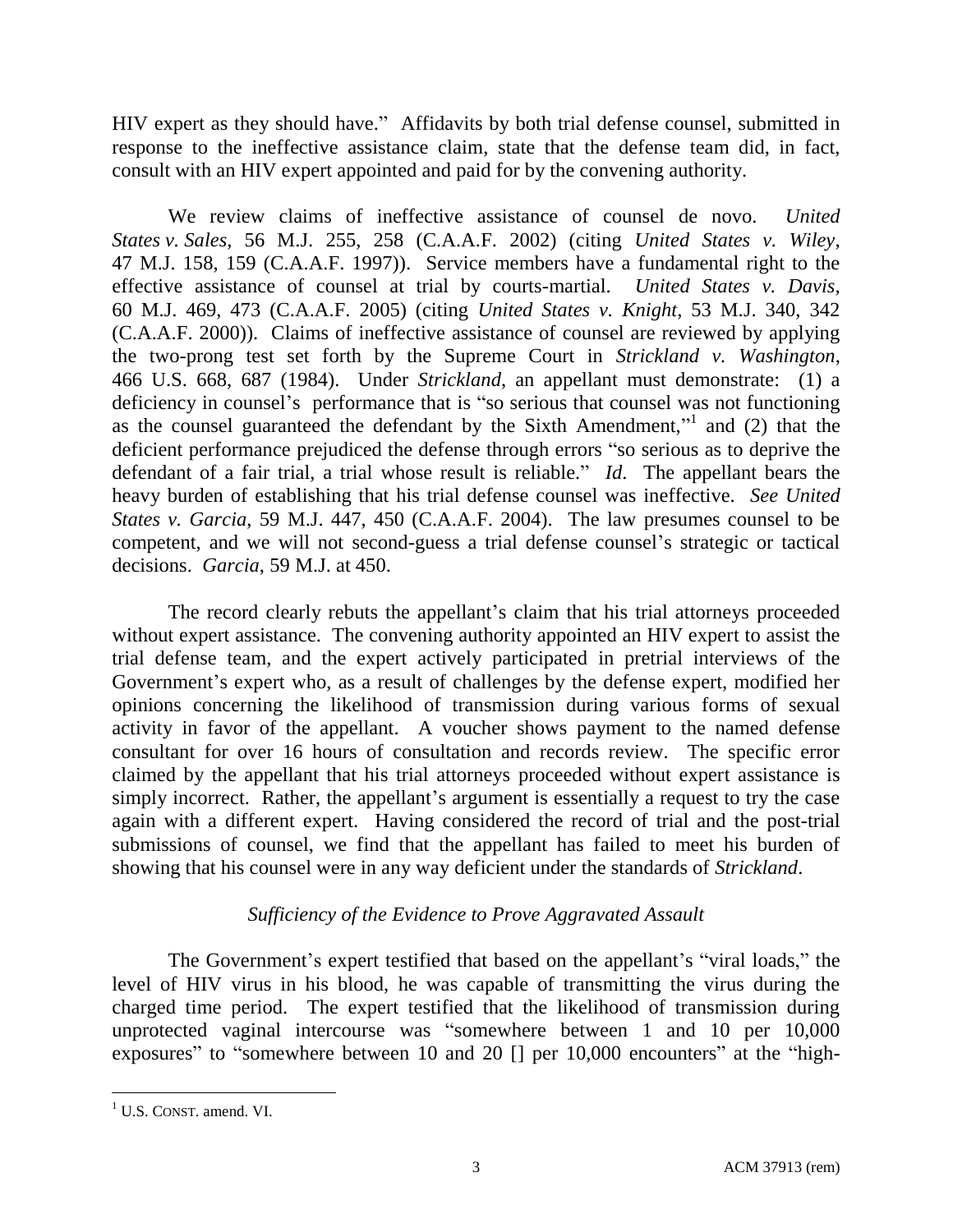HIV expert as they should have." Affidavits by both trial defense counsel, submitted in response to the ineffective assistance claim, state that the defense team did, in fact, consult with an HIV expert appointed and paid for by the convening authority.

We review claims of ineffective assistance of counsel de novo. *United States v. Sales*, 56 M.J. 255, 258 (C.A.A.F. 2002) (citing *United States v. Wiley*, 47 M.J. 158, 159 (C.A.A.F. 1997)). Service members have a fundamental right to the effective assistance of counsel at trial by courts-martial. *United States v. Davis*, 60 M.J. 469, 473 (C.A.A.F. 2005) (citing *United States v. Knight*, 53 M.J. 340, 342 (C.A.A.F. 2000)). Claims of ineffective assistance of counsel are reviewed by applying the two-prong test set forth by the Supreme Court in *Strickland v. Washington*, 466 U.S. 668, 687 (1984). Under *Strickland*, an appellant must demonstrate: (1) a deficiency in counsel's performance that is "so serious that counsel was not functioning as the counsel guaranteed the defendant by the Sixth Amendment,"[1] and (2) that the deficient performance prejudiced the defense through errors "so serious as to deprive the defendant of a fair trial, a trial whose result is reliable." *Id.* The appellant bears the heavy burden of establishing that his trial defense counsel was ineffective. *See United States v. Garcia*, 59 M.J. 447, 450 (C.A.A.F. 2004). The law presumes counsel to be competent, and we will not second-guess a trial defense counsel's strategic or tactical decisions. *Garcia*, 59 M.J. at 450.

The record clearly rebuts the appellant's claim that his trial attorneys proceeded without expert assistance. The convening authority appointed an HIV expert to assist the trial defense team, and the expert actively participated in pretrial interviews of the Government's expert who, as a result of challenges by the defense expert, modified her opinions concerning the likelihood of transmission during various forms of sexual activity in favor of the appellant. A voucher shows payment to the named defense consultant for over 16 hours of consultation and records review. The specific error claimed by the appellant that his trial attorneys proceeded without expert assistance is simply incorrect. Rather, the appellant's argument is essentially a request to try the case again with a different expert. Having considered the record of trial and the post-trial submissions of counsel, we find that the appellant has failed to meet his burden of showing that his counsel were in any way deficient under the standards of *Strickland*.

### *Sufficiency of the Evidence to Prove Aggravated Assault*

The Government's expert testified that based on the appellant's "viral loads," the level of HIV virus in his blood, he was capable of transmitting the virus during the charged time period. The expert testified that the likelihood of transmission during unprotected vaginal intercourse was "somewhere between 1 and 10 per 10,000 exposures" to "somewhere between 10 and 20 [] per 10,000 encounters" at the "high-

[1] U.S. CONST. amend. VI.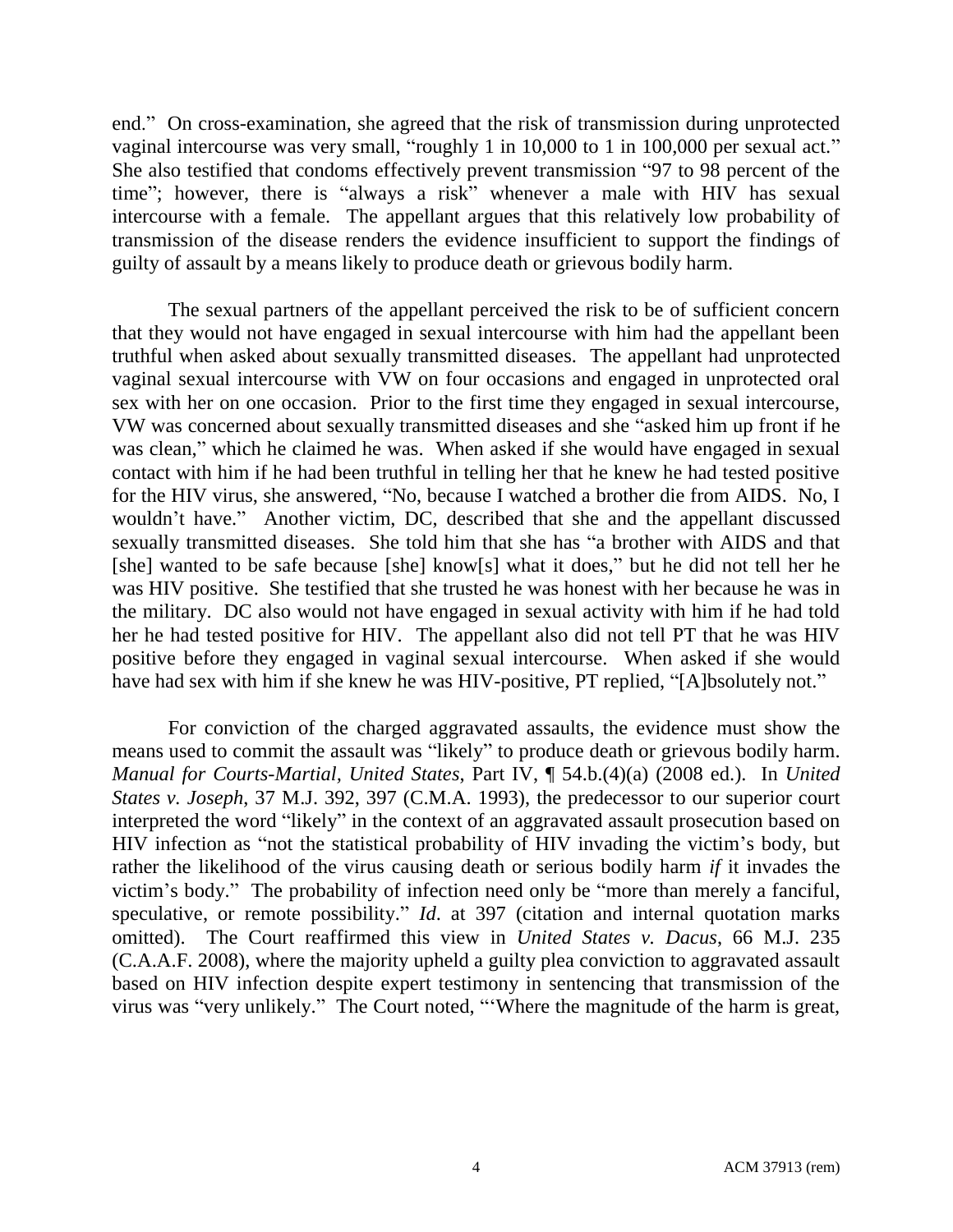end." On cross-examination, she agreed that the risk of transmission during unprotected vaginal intercourse was very small, "roughly 1 in 10,000 to 1 in 100,000 per sexual act." She also testified that condoms effectively prevent transmission "97 to 98 percent of the time"; however, there is "always a risk" whenever a male with HIV has sexual intercourse with a female. The appellant argues that this relatively low probability of transmission of the disease renders the evidence insufficient to support the findings of guilty of assault by a means likely to produce death or grievous bodily harm.

The sexual partners of the appellant perceived the risk to be of sufficient concern that they would not have engaged in sexual intercourse with him had the appellant been truthful when asked about sexually transmitted diseases. The appellant had unprotected vaginal sexual intercourse with VW on four occasions and engaged in unprotected oral sex with her on one occasion. Prior to the first time they engaged in sexual intercourse, VW was concerned about sexually transmitted diseases and she "asked him up front if he was clean," which he claimed he was. When asked if she would have engaged in sexual contact with him if he had been truthful in telling her that he knew he had tested positive for the HIV virus, she answered, "No, because I watched a brother die from AIDS. No, I wouldn't have." Another victim, DC, described that she and the appellant discussed sexually transmitted diseases. She told him that she has "a brother with AIDS and that [she] wanted to be safe because [she] know[s] what it does," but he did not tell her he was HIV positive. She testified that she trusted he was honest with her because he was in the military. DC also would not have engaged in sexual activity with him if he had told her he had tested positive for HIV. The appellant also did not tell PT that he was HIV positive before they engaged in vaginal sexual intercourse. When asked if she would have had sex with him if she knew he was HIV-positive, PT replied, "[A]bsolutely not."

For conviction of the charged aggravated assaults, the evidence must show the means used to commit the assault was "likely" to produce death or grievous bodily harm. *Manual for Courts-Martial, United States*, Part IV, ¶ 54.b.(4)(a) (2008 ed.). In *United States v. Joseph*, 37 M.J. 392, 397 (C.M.A. 1993), the predecessor to our superior court interpreted the word "likely" in the context of an aggravated assault prosecution based on HIV infection as "not the statistical probability of HIV invading the victim's body, but rather the likelihood of the virus causing death or serious bodily harm *if* it invades the victim's body." The probability of infection need only be "more than merely a fanciful, speculative, or remote possibility." *Id*. at 397 (citation and internal quotation marks omitted). The Court reaffirmed this view in *United States v. Dacus*, 66 M.J. 235 (C.A.A.F. 2008), where the majority upheld a guilty plea conviction to aggravated assault based on HIV infection despite expert testimony in sentencing that transmission of the virus was "very unlikely." The Court noted, "'Where the magnitude of the harm is great,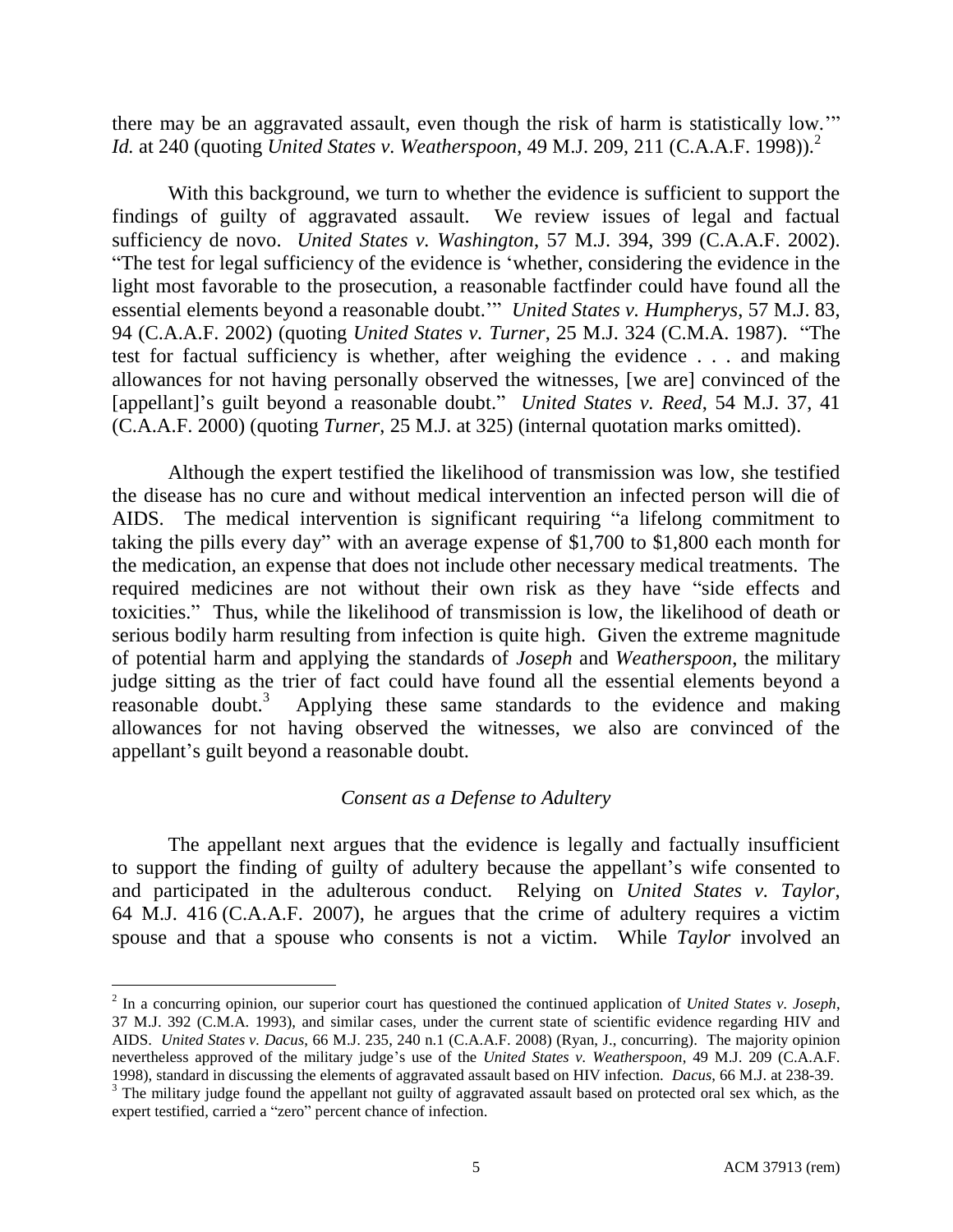there may be an aggravated assault, even though the risk of harm is statistically low.'" *Id.* at 240 (quoting *United States v. Weatherspoon*, 49 M.J. 209, 211 (C.A.A.F. 1998)).[2]

With this background, we turn to whether the evidence is sufficient to support the findings of guilty of aggravated assault. We review issues of legal and factual sufficiency de novo. *United States v. Washington*, 57 M.J. 394, 399 (C.A.A.F. 2002). "The test for legal sufficiency of the evidence is 'whether, considering the evidence in the light most favorable to the prosecution, a reasonable factfinder could have found all the essential elements beyond a reasonable doubt.'" *United States v. Humpherys*, 57 M.J. 83, 94 (C.A.A.F. 2002) (quoting *United States v. Turner*, 25 M.J. 324 (C.M.A. 1987). "The test for factual sufficiency is whether, after weighing the evidence . . . and making allowances for not having personally observed the witnesses, [we are] convinced of the [appellant]'s guilt beyond a reasonable doubt." *United States v. Reed*, 54 M.J. 37, 41 (C.A.A.F. 2000) (quoting *Turner*, 25 M.J. at 325) (internal quotation marks omitted).

Although the expert testified the likelihood of transmission was low, she testified the disease has no cure and without medical intervention an infected person will die of AIDS. The medical intervention is significant requiring "a lifelong commitment to taking the pills every day" with an average expense of $1,700 to $1,800 each month for the medication, an expense that does not include other necessary medical treatments. The required medicines are not without their own risk as they have "side effects and toxicities." Thus, while the likelihood of transmission is low, the likelihood of death or serious bodily harm resulting from infection is quite high. Given the extreme magnitude of potential harm and applying the standards of *Joseph* and *Weatherspoon*, the military judge sitting as the trier of fact could have found all the essential elements beyond a reasonable doubt.[3] Applying these same standards to the evidence and making allowances for not having observed the witnesses, we also are convinced of the appellant's guilt beyond a reasonable doubt.

### *Consent as a Defense to Adultery*

The appellant next argues that the evidence is legally and factually insufficient to support the finding of guilty of adultery because the appellant's wife consented to and participated in the adulterous conduct. Relying on *United States v. Taylor*, 64 M.J. 416 (C.A.A.F. 2007), he argues that the crime of adultery requires a victim spouse and that a spouse who consents is not a victim. While *Taylor* involved an

---

[2] In a concurring opinion, our superior court has questioned the continued application of *United States v. Joseph*, 37 M.J. 392 (C.M.A. 1993), and similar cases, under the current state of scientific evidence regarding HIV and AIDS. *United States v. Dacus*, 66 M.J. 235, 240 n.1 (C.A.A.F. 2008) (Ryan, J., concurring). The majority opinion nevertheless approved of the military judge's use of the *United States v. Weatherspoon*, 49 M.J. 209 (C.A.A.F. 1998), standard in discussing the elements of aggravated assault based on HIV infection. *Dacus*, 66 M.J. at 238-39.

[3] The military judge found the appellant not guilty of aggravated assault based on protected oral sex which, as the expert testified, carried a "zero" percent chance of infection.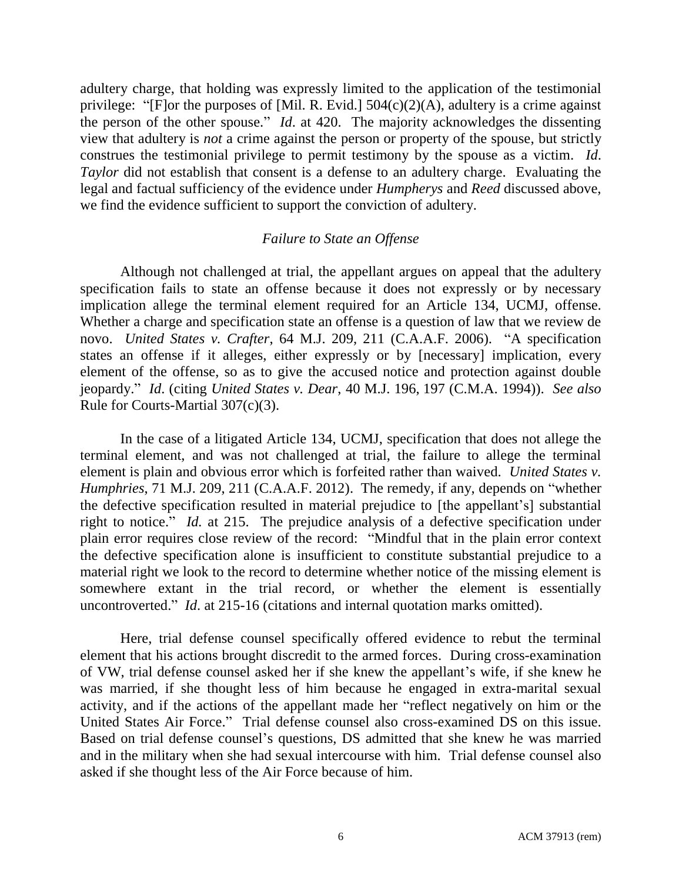adultery charge, that holding was expressly limited to the application of the testimonial privilege: "[F]or the purposes of [Mil. R. Evid.] 504(c)(2)(A), adultery is a crime against the person of the other spouse." *Id*. at 420. The majority acknowledges the dissenting view that adultery is *not* a crime against the person or property of the spouse, but strictly construes the testimonial privilege to permit testimony by the spouse as a victim. *Id*. *Taylor* did not establish that consent is a defense to an adultery charge. Evaluating the legal and factual sufficiency of the evidence under *Humpherys* and *Reed* discussed above, we find the evidence sufficient to support the conviction of adultery.

### *Failure to State an Offense*

Although not challenged at trial, the appellant argues on appeal that the adultery specification fails to state an offense because it does not expressly or by necessary implication allege the terminal element required for an Article 134, UCMJ, offense. Whether a charge and specification state an offense is a question of law that we review de novo. *United States v. Crafter*, 64 M.J. 209, 211 (C.A.A.F. 2006). "A specification states an offense if it alleges, either expressly or by [necessary] implication, every element of the offense, so as to give the accused notice and protection against double jeopardy." *Id*. (citing *United States v. Dear*, 40 M.J. 196, 197 (C.M.A. 1994)). *See also* Rule for Courts-Martial 307(c)(3).

In the case of a litigated Article 134, UCMJ, specification that does not allege the terminal element, and was not challenged at trial, the failure to allege the terminal element is plain and obvious error which is forfeited rather than waived. *United States v. Humphries*, 71 M.J. 209, 211 (C.A.A.F. 2012). The remedy, if any, depends on "whether the defective specification resulted in material prejudice to [the appellant's] substantial right to notice." *Id.* at 215. The prejudice analysis of a defective specification under plain error requires close review of the record: "Mindful that in the plain error context the defective specification alone is insufficient to constitute substantial prejudice to a material right we look to the record to determine whether notice of the missing element is somewhere extant in the trial record, or whether the element is essentially uncontroverted." *Id*. at 215-16 (citations and internal quotation marks omitted).

Here, trial defense counsel specifically offered evidence to rebut the terminal element that his actions brought discredit to the armed forces. During cross-examination of VW, trial defense counsel asked her if she knew the appellant's wife, if she knew he was married, if she thought less of him because he engaged in extra-marital sexual activity, and if the actions of the appellant made her "reflect negatively on him or the United States Air Force." Trial defense counsel also cross-examined DS on this issue. Based on trial defense counsel's questions, DS admitted that she knew he was married and in the military when she had sexual intercourse with him. Trial defense counsel also asked if she thought less of the Air Force because of him.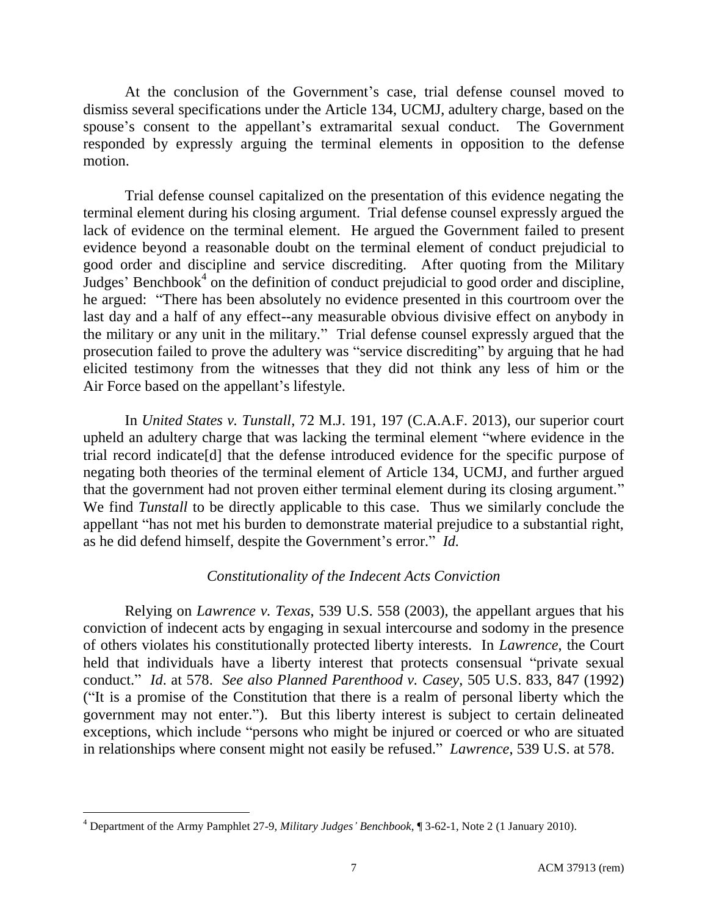At the conclusion of the Government's case, trial defense counsel moved to dismiss several specifications under the Article 134, UCMJ, adultery charge, based on the spouse's consent to the appellant's extramarital sexual conduct. The Government responded by expressly arguing the terminal elements in opposition to the defense motion.

Trial defense counsel capitalized on the presentation of this evidence negating the terminal element during his closing argument. Trial defense counsel expressly argued the lack of evidence on the terminal element. He argued the Government failed to present evidence beyond a reasonable doubt on the terminal element of conduct prejudicial to good order and discipline and service discrediting. After quoting from the Military Judges' Benchbook[4] on the definition of conduct prejudicial to good order and discipline, he argued: "There has been absolutely no evidence presented in this courtroom over the last day and a half of any effect--any measurable obvious divisive effect on anybody in the military or any unit in the military." Trial defense counsel expressly argued that the prosecution failed to prove the adultery was "service discrediting" by arguing that he had elicited testimony from the witnesses that they did not think any less of him or the Air Force based on the appellant's lifestyle.

In *United States v. Tunstall*, 72 M.J. 191, 197 (C.A.A.F. 2013), our superior court upheld an adultery charge that was lacking the terminal element "where evidence in the trial record indicate[d] that the defense introduced evidence for the specific purpose of negating both theories of the terminal element of Article 134, UCMJ, and further argued that the government had not proven either terminal element during its closing argument." We find *Tunstall* to be directly applicable to this case. Thus we similarly conclude the appellant "has not met his burden to demonstrate material prejudice to a substantial right, as he did defend himself, despite the Government's error." *Id.*

### *Constitutionality of the Indecent Acts Conviction*

Relying on *Lawrence v. Texas*, 539 U.S. 558 (2003), the appellant argues that his conviction of indecent acts by engaging in sexual intercourse and sodomy in the presence of others violates his constitutionally protected liberty interests. In *Lawrence*, the Court held that individuals have a liberty interest that protects consensual "private sexual conduct." *Id*. at 578. *See also Planned Parenthood v. Casey*, 505 U.S. 833, 847 (1992) ("It is a promise of the Constitution that there is a realm of personal liberty which the government may not enter."). But this liberty interest is subject to certain delineated exceptions, which include "persons who might be injured or coerced or who are situated in relationships where consent might not easily be refused." *Lawrence*, 539 U.S. at 578.

---

[4] Department of the Army Pamphlet 27-9, *Military Judges' Benchbook*, ¶ 3-62-1, Note 2 (1 January 2010).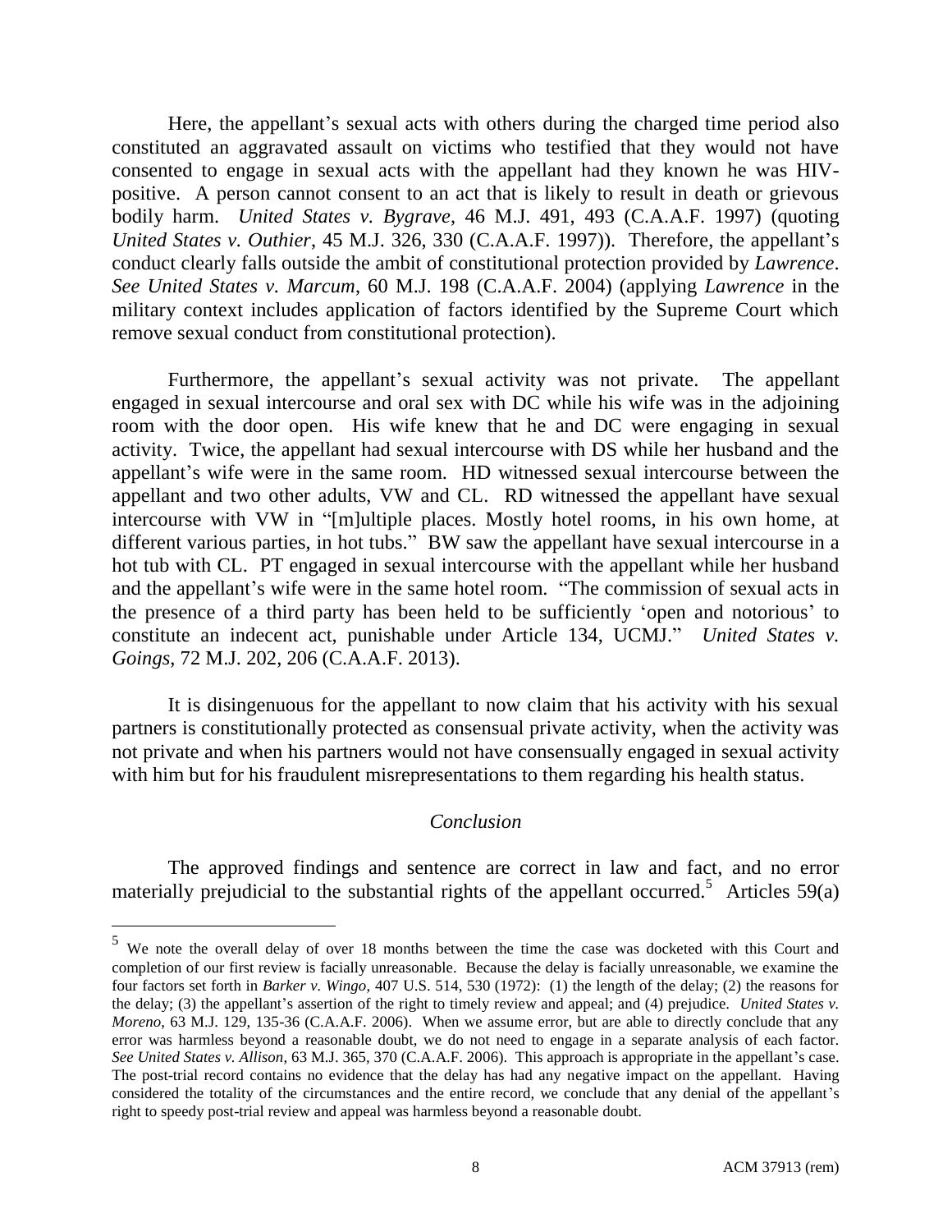Here, the appellant's sexual acts with others during the charged time period also constituted an aggravated assault on victims who testified that they would not have consented to engage in sexual acts with the appellant had they known he was HIV-positive. A person cannot consent to an act that is likely to result in death or grievous bodily harm. *United States v. Bygrave*, 46 M.J. 491, 493 (C.A.A.F. 1997) (quoting *United States v. Outhier*, 45 M.J. 326, 330 (C.A.A.F. 1997)). Therefore, the appellant's conduct clearly falls outside the ambit of constitutional protection provided by *Lawrence*. *See United States v. Marcum*, 60 M.J. 198 (C.A.A.F. 2004) (applying *Lawrence* in the military context includes application of factors identified by the Supreme Court which remove sexual conduct from constitutional protection).

Furthermore, the appellant's sexual activity was not private. The appellant engaged in sexual intercourse and oral sex with DC while his wife was in the adjoining room with the door open. His wife knew that he and DC were engaging in sexual activity. Twice, the appellant had sexual intercourse with DS while her husband and the appellant's wife were in the same room. HD witnessed sexual intercourse between the appellant and two other adults, VW and CL. RD witnessed the appellant have sexual intercourse with VW in "[m]ultiple places. Mostly hotel rooms, in his own home, at different various parties, in hot tubs." BW saw the appellant have sexual intercourse in a hot tub with CL. PT engaged in sexual intercourse with the appellant while her husband and the appellant's wife were in the same hotel room. "The commission of sexual acts in the presence of a third party has been held to be sufficiently 'open and notorious' to constitute an indecent act, punishable under Article 134, UCMJ." *United States v. Goings*, 72 M.J. 202, 206 (C.A.A.F. 2013).

It is disingenuous for the appellant to now claim that his activity with his sexual partners is constitutionally protected as consensual private activity, when the activity was not private and when his partners would not have consensually engaged in sexual activity with him but for his fraudulent misrepresentations to them regarding his health status.

## *Conclusion*

The approved findings and sentence are correct in law and fact, and no error materially prejudicial to the substantial rights of the appellant occurred.[5] Articles 59(a)

---

[5] We note the overall delay of over 18 months between the time the case was docketed with this Court and completion of our first review is facially unreasonable. Because the delay is facially unreasonable, we examine the four factors set forth in *Barker v. Wingo*, 407 U.S. 514, 530 (1972): (1) the length of the delay; (2) the reasons for the delay; (3) the appellant's assertion of the right to timely review and appeal; and (4) prejudice. *United States v. Moreno*, 63 M.J. 129, 135-36 (C.A.A.F. 2006). When we assume error, but are able to directly conclude that any error was harmless beyond a reasonable doubt, we do not need to engage in a separate analysis of each factor. *See United States v. Allison*, 63 M.J. 365, 370 (C.A.A.F. 2006). This approach is appropriate in the appellant's case. The post-trial record contains no evidence that the delay has had any negative impact on the appellant. Having considered the totality of the circumstances and the entire record, we conclude that any denial of the appellant's right to speedy post-trial review and appeal was harmless beyond a reasonable doubt.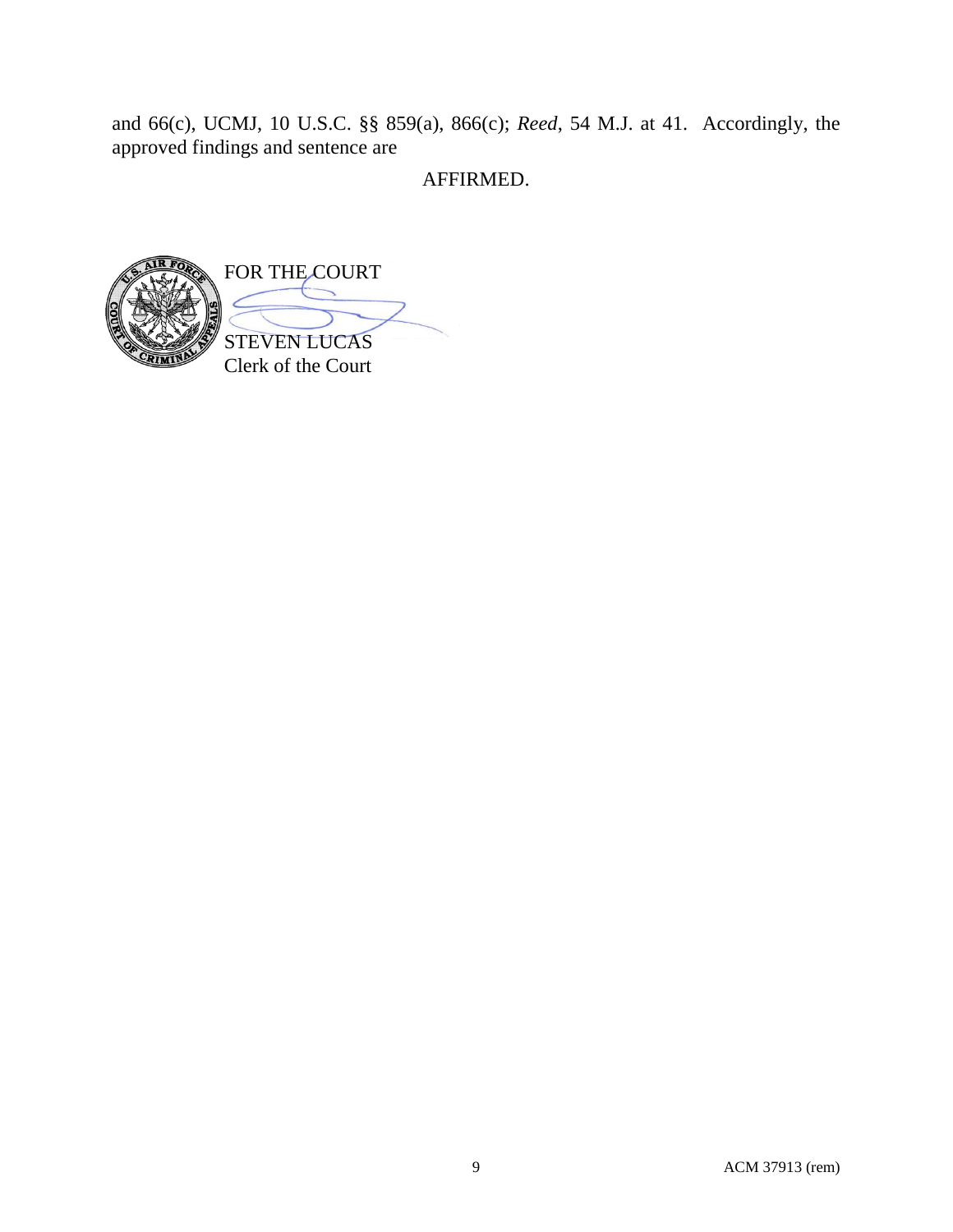and 66(c), UCMJ, 10 U.S.C. §§ 859(a), 866(c); *Reed*, 54 M.J. at 41. Accordingly, the approved findings and sentence are

AFFIRMED.

FOR THE COURT

STEVEN LUCAS
Clerk of the Court